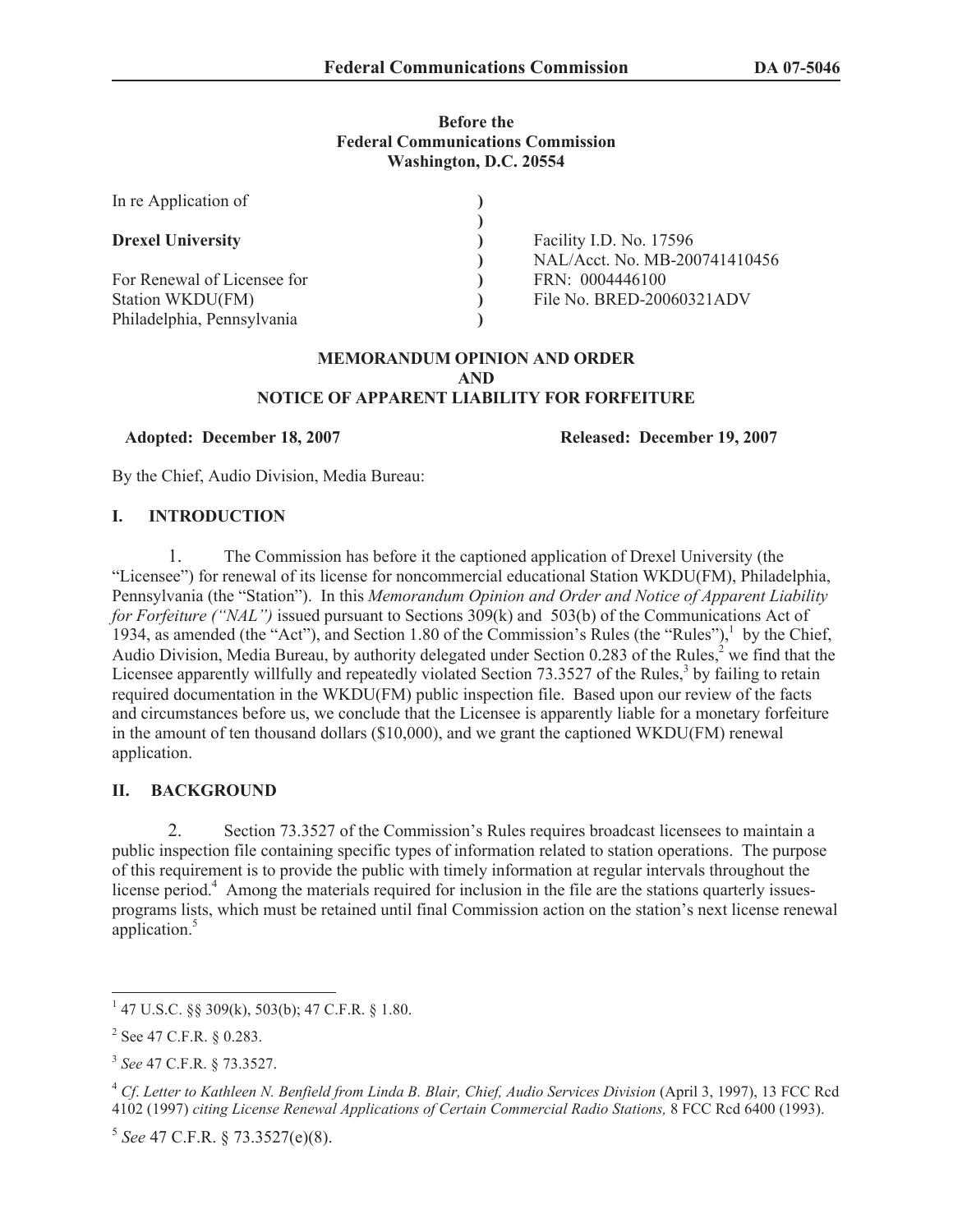**Before the**
**Federal Communications Commission**
**Washington, D.C. 20554**

| | | |
|---|---|---|
| In re Application of | ) | |
| | ) | |
| **Drexel University** | ) | Facility I.D. No. 17596 |
| | ) | NAL/Acct. No. MB-200741410456 |
| For Renewal of Licensee for | ) | FRN: 0004446100 |
| Station WKDU(FM) | ) | File No. BRED-20060321ADV |
| Philadelphia, Pennsylvania | ) | |

**MEMORANDUM OPINION AND ORDER**
**AND**
**NOTICE OF APPARENT LIABILITY FOR FORFEITURE**

**Adopted: December 18, 2007** **Released: December 19, 2007**

By the Chief, Audio Division, Media Bureau:

## I. INTRODUCTION

1. The Commission has before it the captioned application of Drexel University (the "Licensee") for renewal of its license for noncommercial educational Station WKDU(FM), Philadelphia, Pennsylvania (the "Station"). In this *Memorandum Opinion and Order and Notice of Apparent Liability for Forfeiture ("NAL")* issued pursuant to Sections 309(k) and 503(b) of the Communications Act of 1934, as amended (the "Act"), and Section 1.80 of the Commission's Rules (the "Rules"),[1] by the Chief, Audio Division, Media Bureau, by authority delegated under Section 0.283 of the Rules,[2] we find that the Licensee apparently willfully and repeatedly violated Section 73.3527 of the Rules,[3] by failing to retain required documentation in the WKDU(FM) public inspection file. Based upon our review of the facts and circumstances before us, we conclude that the Licensee is apparently liable for a monetary forfeiture in the amount of ten thousand dollars ($10,000), and we grant the captioned WKDU(FM) renewal application.

## II. BACKGROUND

2. Section 73.3527 of the Commission's Rules requires broadcast licensees to maintain a public inspection file containing specific types of information related to station operations. The purpose of this requirement is to provide the public with timely information at regular intervals throughout the license period.[4] Among the materials required for inclusion in the file are the stations quarterly issues-programs lists, which must be retained until final Commission action on the station's next license renewal application.[5]

---

[1] 47 U.S.C. §§ 309(k), 503(b); 47 C.F.R. § 1.80.

[2] See 47 C.F.R. § 0.283.

[3] *See* 47 C.F.R. § 73.3527.

[4] *Cf. Letter to Kathleen N. Benfield from Linda B. Blair, Chief, Audio Services Division* (April 3, 1997), 13 FCC Rcd 4102 (1997) *citing License Renewal Applications of Certain Commercial Radio Stations,* 8 FCC Rcd 6400 (1993).

[5] *See* 47 C.F.R. § 73.3527(e)(8).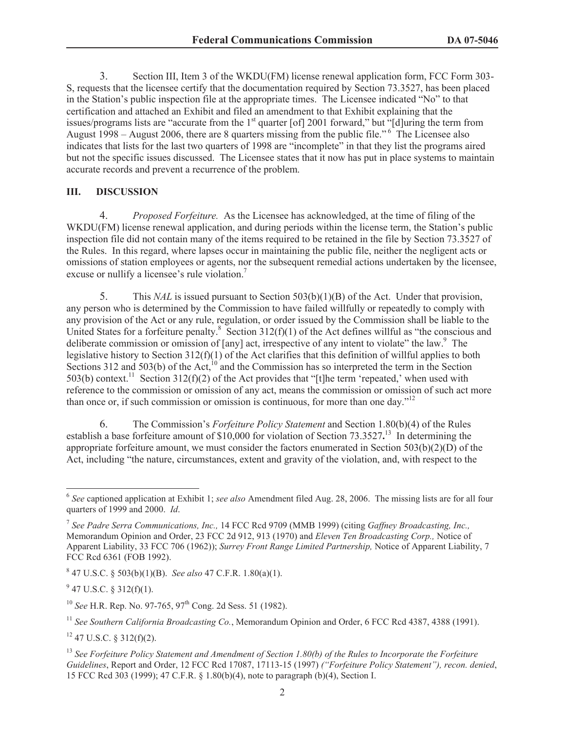3. Section III, Item 3 of the WKDU(FM) license renewal application form, FCC Form 303-S, requests that the licensee certify that the documentation required by Section 73.3527, has been placed in the Station's public inspection file at the appropriate times. The Licensee indicated "No" to that certification and attached an Exhibit and filed an amendment to that Exhibit explaining that the issues/programs lists are "accurate from the 1st quarter [of] 2001 forward," but "[d]uring the term from August 1998 – August 2006, there are 8 quarters missing from the public file."[6] The Licensee also indicates that lists for the last two quarters of 1998 are "incomplete" in that they list the programs aired but not the specific issues discussed. The Licensee states that it now has put in place systems to maintain accurate records and prevent a recurrence of the problem.

## III. DISCUSSION

4. *Proposed Forfeiture.* As the Licensee has acknowledged, at the time of filing of the WKDU(FM) license renewal application, and during periods within the license term, the Station's public inspection file did not contain many of the items required to be retained in the file by Section 73.3527 of the Rules. In this regard, where lapses occur in maintaining the public file, neither the negligent acts or omissions of station employees or agents, nor the subsequent remedial actions undertaken by the licensee, excuse or nullify a licensee's rule violation.[7]

5. This *NAL* is issued pursuant to Section 503(b)(1)(B) of the Act. Under that provision, any person who is determined by the Commission to have failed willfully or repeatedly to comply with any provision of the Act or any rule, regulation, or order issued by the Commission shall be liable to the United States for a forfeiture penalty.[8] Section 312(f)(1) of the Act defines willful as "the conscious and deliberate commission or omission of [any] act, irrespective of any intent to violate" the law.[9] The legislative history to Section 312(f)(1) of the Act clarifies that this definition of willful applies to both Sections 312 and 503(b) of the Act,[10] and the Commission has so interpreted the term in the Section 503(b) context.[11] Section 312(f)(2) of the Act provides that "[t]he term 'repeated,' when used with reference to the commission or omission of any act, means the commission or omission of such act more than once or, if such commission or omission is continuous, for more than one day."[12]

6. The Commission's *Forfeiture Policy Statement* and Section 1.80(b)(4) of the Rules establish a base forfeiture amount of $10,000 for violation of Section 73.3527**.**[13] In determining the appropriate forfeiture amount, we must consider the factors enumerated in Section 503(b)(2)(D) of the Act, including "the nature, circumstances, extent and gravity of the violation, and, with respect to the

---

[6] *See* captioned application at Exhibit 1; *see also* Amendment filed Aug. 28, 2006. The missing lists are for all four quarters of 1999 and 2000. *Id*.

[7] *See Padre Serra Communications, Inc.,* 14 FCC Rcd 9709 (MMB 1999) (citing *Gaffney Broadcasting, Inc.,* Memorandum Opinion and Order, 23 FCC 2d 912, 913 (1970) and *Eleven Ten Broadcasting Corp.,* Notice of Apparent Liability, 33 FCC 706 (1962)); *Surrey Front Range Limited Partnership,* Notice of Apparent Liability, 7 FCC Rcd 6361 (FOB 1992).

[8] 47 U.S.C. § 503(b)(1)(B). *See also* 47 C.F.R. 1.80(a)(1).

[9] 47 U.S.C. § 312(f)(1).

[10] *See* H.R. Rep. No. 97-765, 97th Cong. 2d Sess. 51 (1982).

[11] *See Southern California Broadcasting Co.*, Memorandum Opinion and Order, 6 FCC Rcd 4387, 4388 (1991).

[12] 47 U.S.C. § 312(f)(2).

[13] *See Forfeiture Policy Statement and Amendment of Section 1.80(b) of the Rules to Incorporate the Forfeiture Guidelines*, Report and Order, 12 FCC Rcd 17087, 17113-15 (1997) *("Forfeiture Policy Statement"), recon. denied*, 15 FCC Rcd 303 (1999); 47 C.F.R. § 1.80(b)(4), note to paragraph (b)(4), Section I.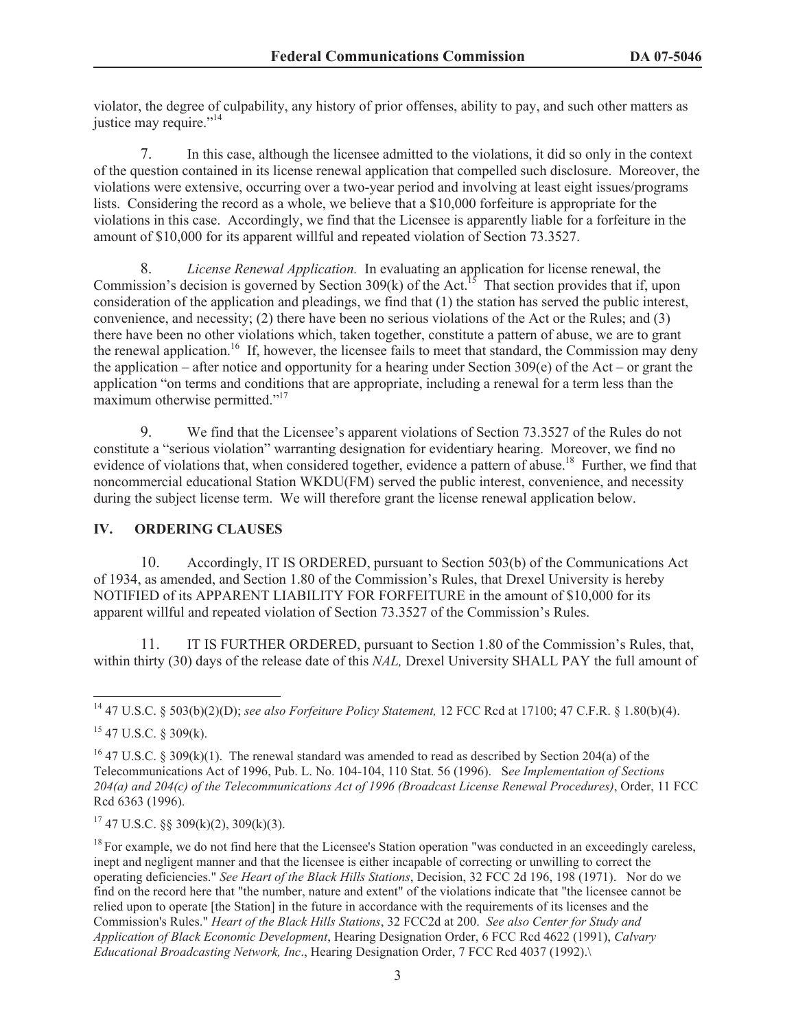violator, the degree of culpability, any history of prior offenses, ability to pay, and such other matters as justice may require."[14]

7. In this case, although the licensee admitted to the violations, it did so only in the context of the question contained in its license renewal application that compelled such disclosure. Moreover, the violations were extensive, occurring over a two-year period and involving at least eight issues/programs lists. Considering the record as a whole, we believe that a $10,000 forfeiture is appropriate for the violations in this case. Accordingly, we find that the Licensee is apparently liable for a forfeiture in the amount of $10,000 for its apparent willful and repeated violation of Section 73.3527.

8. *License Renewal Application.* In evaluating an application for license renewal, the Commission's decision is governed by Section 309(k) of the Act.[15] That section provides that if, upon consideration of the application and pleadings, we find that (1) the station has served the public interest, convenience, and necessity; (2) there have been no serious violations of the Act or the Rules; and (3) there have been no other violations which, taken together, constitute a pattern of abuse, we are to grant the renewal application.[16] If, however, the licensee fails to meet that standard, the Commission may deny the application – after notice and opportunity for a hearing under Section 309(e) of the Act – or grant the application "on terms and conditions that are appropriate, including a renewal for a term less than the maximum otherwise permitted."[17]

9. We find that the Licensee's apparent violations of Section 73.3527 of the Rules do not constitute a "serious violation" warranting designation for evidentiary hearing. Moreover, we find no evidence of violations that, when considered together, evidence a pattern of abuse.[18] Further, we find that noncommercial educational Station WKDU(FM) served the public interest, convenience, and necessity during the subject license term. We will therefore grant the license renewal application below.

## IV. ORDERING CLAUSES

10. Accordingly, IT IS ORDERED, pursuant to Section 503(b) of the Communications Act of 1934, as amended, and Section 1.80 of the Commission's Rules, that Drexel University is hereby NOTIFIED of its APPARENT LIABILITY FOR FORFEITURE in the amount of $10,000 for its apparent willful and repeated violation of Section 73.3527 of the Commission's Rules.

11. IT IS FURTHER ORDERED, pursuant to Section 1.80 of the Commission's Rules, that, within thirty (30) days of the release date of this *NAL,* Drexel University SHALL PAY the full amount of

---

[14] 47 U.S.C. § 503(b)(2)(D); *see also Forfeiture Policy Statement,* 12 FCC Rcd at 17100; 47 C.F.R. § 1.80(b)(4).

[15] 47 U.S.C. § 309(k).

[16] 47 U.S.C. § 309(k)(1). The renewal standard was amended to read as described by Section 204(a) of the Telecommunications Act of 1996, Pub. L. No. 104-104, 110 Stat. 56 (1996). S*ee Implementation of Sections 204(a) and 204(c) of the Telecommunications Act of 1996 (Broadcast License Renewal Procedures)*, Order, 11 FCC Rcd 6363 (1996).

[17] 47 U.S.C. §§ 309(k)(2), 309(k)(3).

[18] For example, we do not find here that the Licensee's Station operation "was conducted in an exceedingly careless, inept and negligent manner and that the licensee is either incapable of correcting or unwilling to correct the operating deficiencies." *See Heart of the Black Hills Stations*, Decision, 32 FCC 2d 196, 198 (1971). Nor do we find on the record here that "the number, nature and extent" of the violations indicate that "the licensee cannot be relied upon to operate [the Station] in the future in accordance with the requirements of its licenses and the Commission's Rules." *Heart of the Black Hills Stations*, 32 FCC2d at 200. *See also Center for Study and Application of Black Economic Development*, Hearing Designation Order, 6 FCC Rcd 4622 (1991), *Calvary Educational Broadcasting Network, Inc*., Hearing Designation Order, 7 FCC Rcd 4037 (1992).\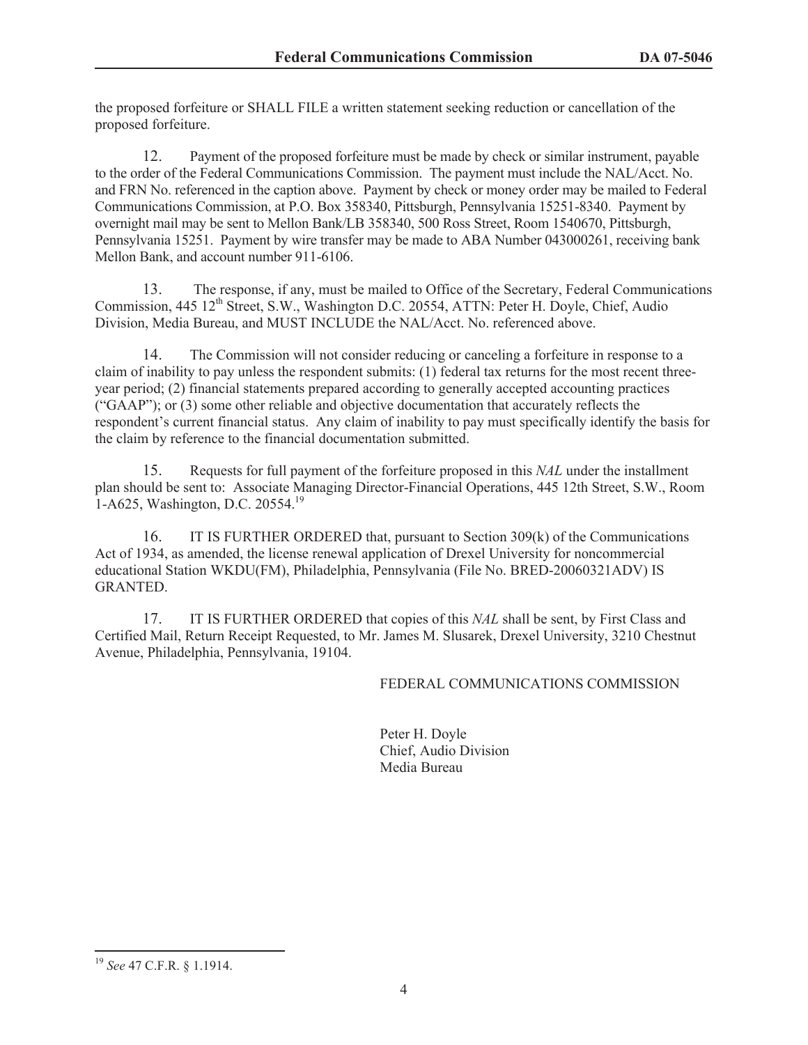the proposed forfeiture or SHALL FILE a written statement seeking reduction or cancellation of the proposed forfeiture.

12. Payment of the proposed forfeiture must be made by check or similar instrument, payable to the order of the Federal Communications Commission. The payment must include the NAL/Acct. No. and FRN No. referenced in the caption above. Payment by check or money order may be mailed to Federal Communications Commission, at P.O. Box 358340, Pittsburgh, Pennsylvania 15251-8340. Payment by overnight mail may be sent to Mellon Bank/LB 358340, 500 Ross Street, Room 1540670, Pittsburgh, Pennsylvania 15251. Payment by wire transfer may be made to ABA Number 043000261, receiving bank Mellon Bank, and account number 911-6106.

13. The response, if any, must be mailed to Office of the Secretary, Federal Communications Commission, 445 12th Street, S.W., Washington D.C. 20554, ATTN: Peter H. Doyle, Chief, Audio Division, Media Bureau, and MUST INCLUDE the NAL/Acct. No. referenced above.

14. The Commission will not consider reducing or canceling a forfeiture in response to a claim of inability to pay unless the respondent submits: (1) federal tax returns for the most recent three-year period; (2) financial statements prepared according to generally accepted accounting practices ("GAAP"); or (3) some other reliable and objective documentation that accurately reflects the respondent's current financial status. Any claim of inability to pay must specifically identify the basis for the claim by reference to the financial documentation submitted.

15. Requests for full payment of the forfeiture proposed in this *NAL* under the installment plan should be sent to: Associate Managing Director-Financial Operations, 445 12th Street, S.W., Room 1-A625, Washington, D.C. 20554.[19]

16. IT IS FURTHER ORDERED that, pursuant to Section 309(k) of the Communications Act of 1934, as amended, the license renewal application of Drexel University for noncommercial educational Station WKDU(FM), Philadelphia, Pennsylvania (File No. BRED-20060321ADV) IS GRANTED.

17. IT IS FURTHER ORDERED that copies of this *NAL* shall be sent, by First Class and Certified Mail, Return Receipt Requested, to Mr. James M. Slusarek, Drexel University, 3210 Chestnut Avenue, Philadelphia, Pennsylvania, 19104.

FEDERAL COMMUNICATIONS COMMISSION

Peter H. Doyle
Chief, Audio Division
Media Bureau

---

[19] *See* 47 C.F.R. § 1.1914.